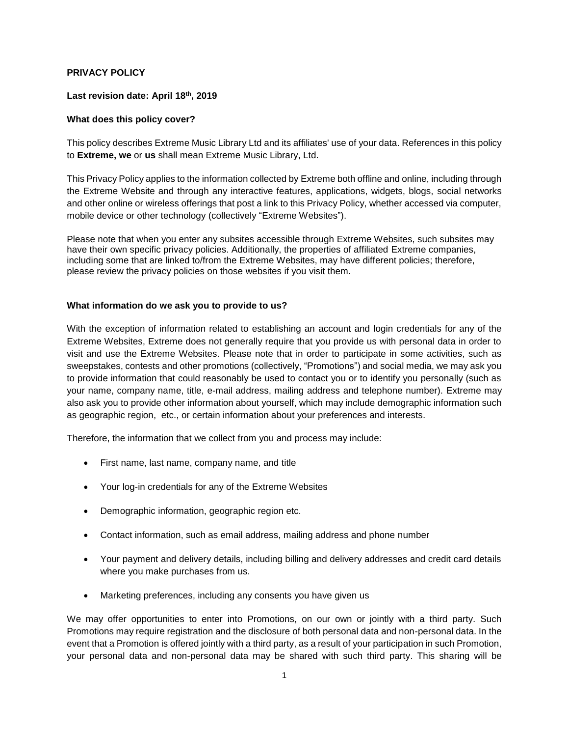# PRIVACY POLICY

**Last revision date: April 18th, 2019**

## What does this policy cover?

This policy describes Extreme Music Library Ltd and its affiliates' use of your data. References in this policy to **Extreme, we** or **us** shall mean Extreme Music Library, Ltd.

This Privacy Policy applies to the information collected by Extreme both offline and online, including through the Extreme Website and through any interactive features, applications, widgets, blogs, social networks and other online or wireless offerings that post a link to this Privacy Policy, whether accessed via computer, mobile device or other technology (collectively "Extreme Websites").

Please note that when you enter any subsites accessible through Extreme Websites, such subsites may have their own specific privacy policies. Additionally, the properties of affiliated Extreme companies, including some that are linked to/from the Extreme Websites, may have different policies; therefore, please review the privacy policies on those websites if you visit them.

## What information do we ask you to provide to us?

With the exception of information related to establishing an account and login credentials for any of the Extreme Websites, Extreme does not generally require that you provide us with personal data in order to visit and use the Extreme Websites. Please note that in order to participate in some activities, such as sweepstakes, contests and other promotions (collectively, "Promotions") and social media, we may ask you to provide information that could reasonably be used to contact you or to identify you personally (such as your name, company name, title, e-mail address, mailing address and telephone number). Extreme may also ask you to provide other information about yourself, which may include demographic information such as geographic region, etc., or certain information about your preferences and interests.

Therefore, the information that we collect from you and process may include:

- First name, last name, company name, and title
- Your log-in credentials for any of the Extreme Websites
- Demographic information, geographic region etc.
- Contact information, such as email address, mailing address and phone number
- Your payment and delivery details, including billing and delivery addresses and credit card details where you make purchases from us.
- Marketing preferences, including any consents you have given us

We may offer opportunities to enter into Promotions, on our own or jointly with a third party. Such Promotions may require registration and the disclosure of both personal data and non-personal data. In the event that a Promotion is offered jointly with a third party, as a result of your participation in such Promotion, your personal data and non-personal data may be shared with such third party. This sharing will be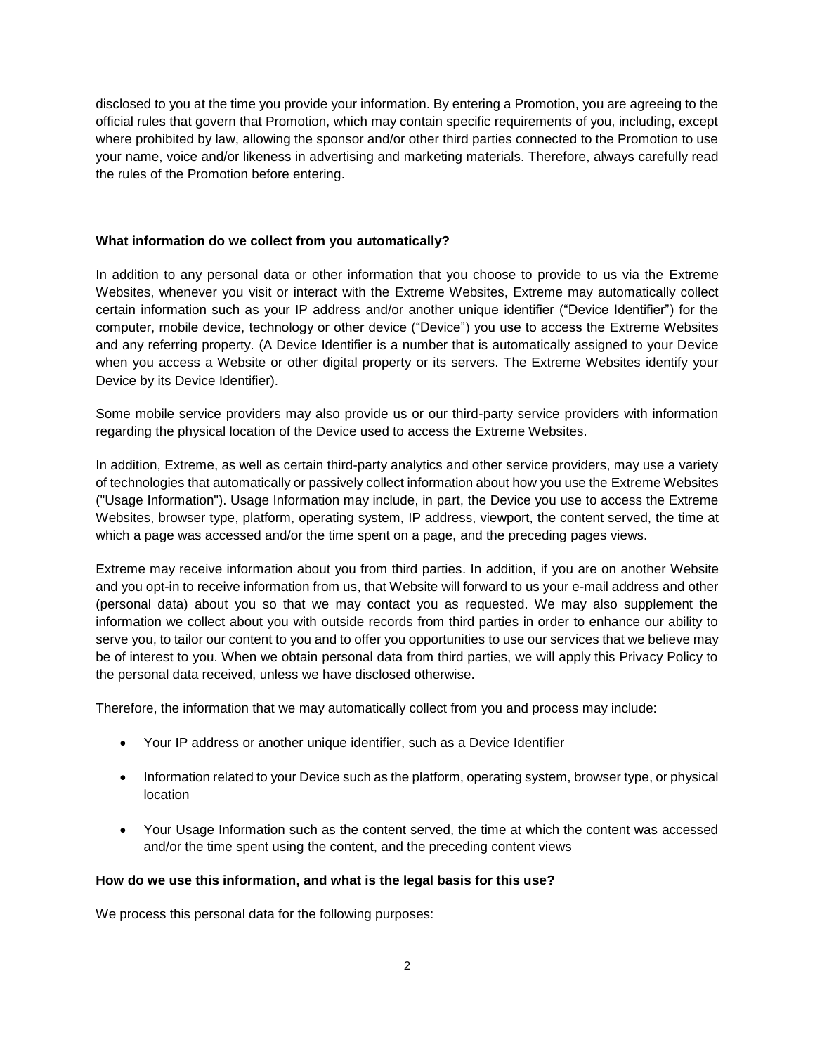disclosed to you at the time you provide your information. By entering a Promotion, you are agreeing to the official rules that govern that Promotion, which may contain specific requirements of you, including, except where prohibited by law, allowing the sponsor and/or other third parties connected to the Promotion to use your name, voice and/or likeness in advertising and marketing materials. Therefore, always carefully read the rules of the Promotion before entering.

**What information do we collect from you automatically?**

In addition to any personal data or other information that you choose to provide to us via the Extreme Websites, whenever you visit or interact with the Extreme Websites, Extreme may automatically collect certain information such as your IP address and/or another unique identifier ("Device Identifier") for the computer, mobile device, technology or other device ("Device") you use to access the Extreme Websites and any referring property. (A Device Identifier is a number that is automatically assigned to your Device when you access a Website or other digital property or its servers. The Extreme Websites identify your Device by its Device Identifier).

Some mobile service providers may also provide us or our third-party service providers with information regarding the physical location of the Device used to access the Extreme Websites.

In addition, Extreme, as well as certain third-party analytics and other service providers, may use a variety of technologies that automatically or passively collect information about how you use the Extreme Websites ("Usage Information"). Usage Information may include, in part, the Device you use to access the Extreme Websites, browser type, platform, operating system, IP address, viewport, the content served, the time at which a page was accessed and/or the time spent on a page, and the preceding pages views.

Extreme may receive information about you from third parties. In addition, if you are on another Website and you opt-in to receive information from us, that Website will forward to us your e-mail address and other (personal data) about you so that we may contact you as requested. We may also supplement the information we collect about you with outside records from third parties in order to enhance our ability to serve you, to tailor our content to you and to offer you opportunities to use our services that we believe may be of interest to you. When we obtain personal data from third parties, we will apply this Privacy Policy to the personal data received, unless we have disclosed otherwise.

Therefore, the information that we may automatically collect from you and process may include:

- Your IP address or another unique identifier, such as a Device Identifier
- Information related to your Device such as the platform, operating system, browser type, or physical location
- Your Usage Information such as the content served, the time at which the content was accessed and/or the time spent using the content, and the preceding content views

**How do we use this information, and what is the legal basis for this use?**

We process this personal data for the following purposes: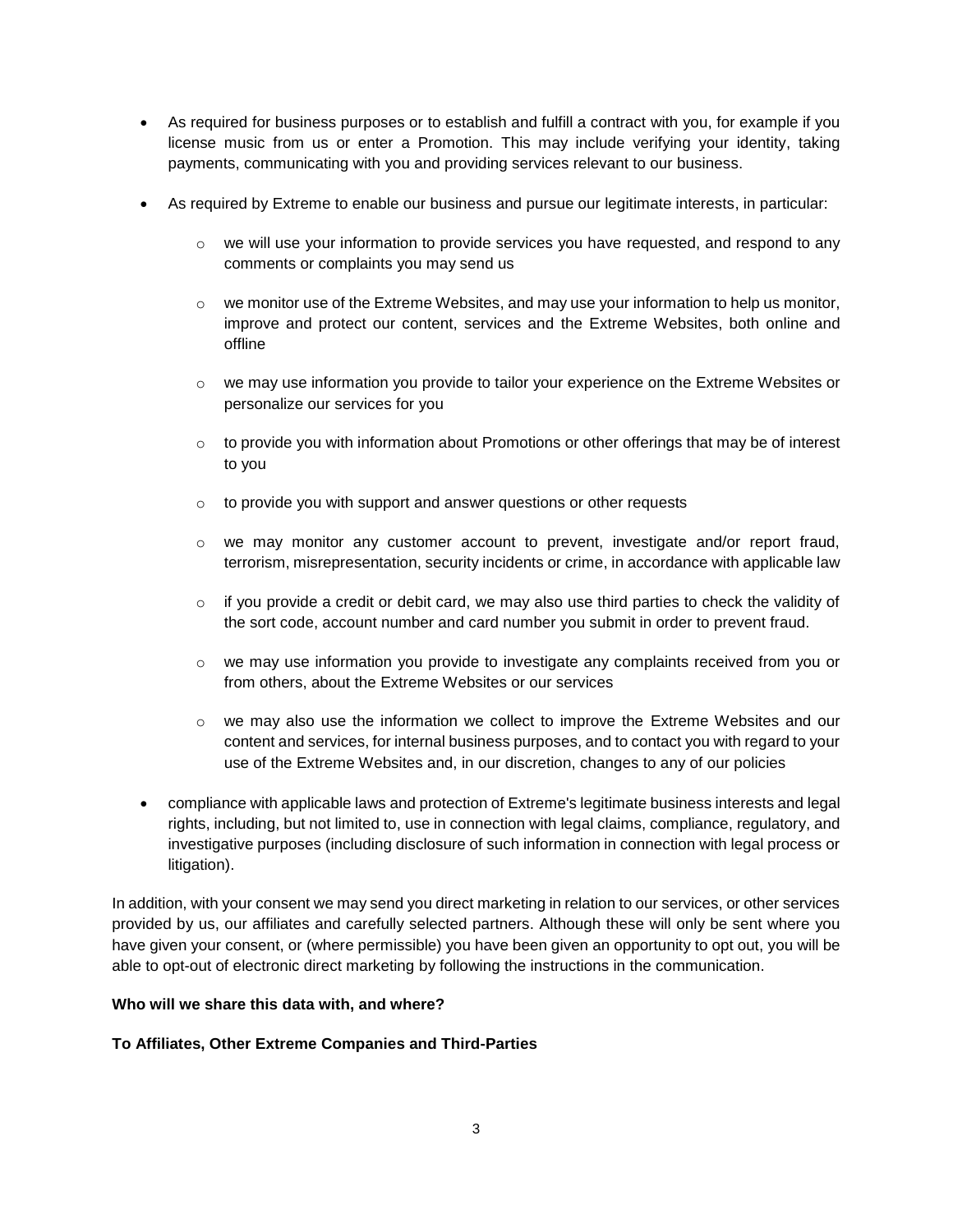- As required for business purposes or to establish and fulfill a contract with you, for example if you license music from us or enter a Promotion. This may include verifying your identity, taking payments, communicating with you and providing services relevant to our business.
- As required by Extreme to enable our business and pursue our legitimate interests, in particular:
  - we will use your information to provide services you have requested, and respond to any comments or complaints you may send us
  - we monitor use of the Extreme Websites, and may use your information to help us monitor, improve and protect our content, services and the Extreme Websites, both online and offline
  - we may use information you provide to tailor your experience on the Extreme Websites or personalize our services for you
  - to provide you with information about Promotions or other offerings that may be of interest to you
  - to provide you with support and answer questions or other requests
  - we may monitor any customer account to prevent, investigate and/or report fraud, terrorism, misrepresentation, security incidents or crime, in accordance with applicable law
  - if you provide a credit or debit card, we may also use third parties to check the validity of the sort code, account number and card number you submit in order to prevent fraud.
  - we may use information you provide to investigate any complaints received from you or from others, about the Extreme Websites or our services
  - we may also use the information we collect to improve the Extreme Websites and our content and services, for internal business purposes, and to contact you with regard to your use of the Extreme Websites and, in our discretion, changes to any of our policies
- compliance with applicable laws and protection of Extreme's legitimate business interests and legal rights, including, but not limited to, use in connection with legal claims, compliance, regulatory, and investigative purposes (including disclosure of such information in connection with legal process or litigation).

In addition, with your consent we may send you direct marketing in relation to our services, or other services provided by us, our affiliates and carefully selected partners. Although these will only be sent where you have given your consent, or (where permissible) you have been given an opportunity to opt out, you will be able to opt-out of electronic direct marketing by following the instructions in the communication.

**Who will we share this data with, and where?**

**To Affiliates, Other Extreme Companies and Third-Parties**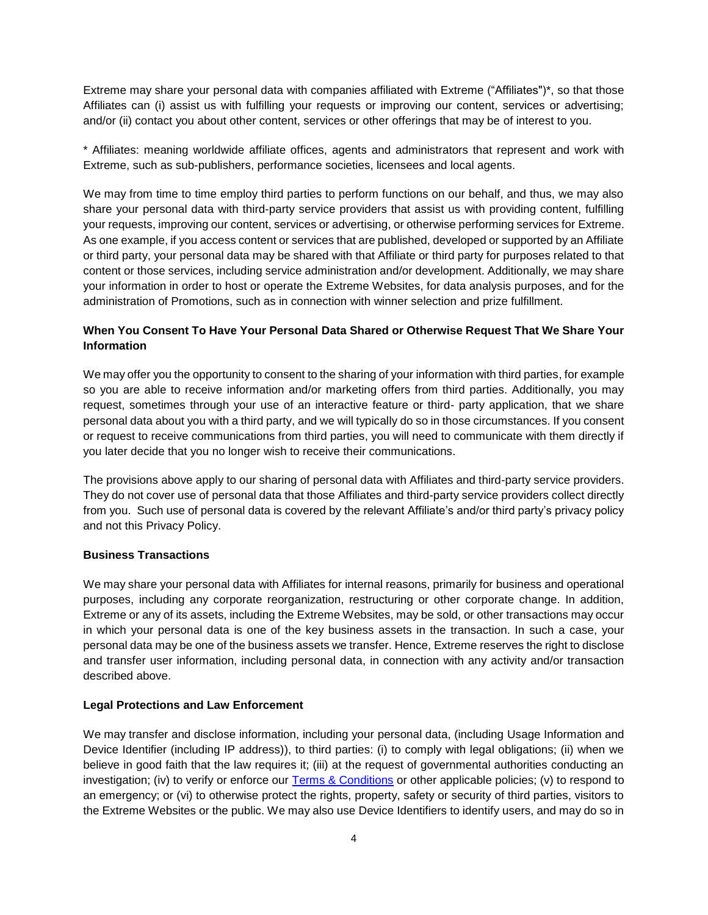Extreme may share your personal data with companies affiliated with Extreme ("Affiliates")*, so that those Affiliates can (i) assist us with fulfilling your requests or improving our content, services or advertising; and/or (ii) contact you about other content, services or other offerings that may be of interest to you.

* Affiliates: meaning worldwide affiliate offices, agents and administrators that represent and work with Extreme, such as sub-publishers, performance societies, licensees and local agents.

We may from time to time employ third parties to perform functions on our behalf, and thus, we may also share your personal data with third-party service providers that assist us with providing content, fulfilling your requests, improving our content, services or advertising, or otherwise performing services for Extreme. As one example, if you access content or services that are published, developed or supported by an Affiliate or third party, your personal data may be shared with that Affiliate or third party for purposes related to that content or those services, including service administration and/or development. Additionally, we may share your information in order to host or operate the Extreme Websites, for data analysis purposes, and for the administration of Promotions, such as in connection with winner selection and prize fulfillment.

**When You Consent To Have Your Personal Data Shared or Otherwise Request That We Share Your Information**

We may offer you the opportunity to consent to the sharing of your information with third parties, for example so you are able to receive information and/or marketing offers from third parties. Additionally, you may request, sometimes through your use of an interactive feature or third- party application, that we share personal data about you with a third party, and we will typically do so in those circumstances. If you consent or request to receive communications from third parties, you will need to communicate with them directly if you later decide that you no longer wish to receive their communications.

The provisions above apply to our sharing of personal data with Affiliates and third-party service providers. They do not cover use of personal data that those Affiliates and third-party service providers collect directly from you. Such use of personal data is covered by the relevant Affiliate's and/or third party's privacy policy and not this Privacy Policy.

**Business Transactions**

We may share your personal data with Affiliates for internal reasons, primarily for business and operational purposes, including any corporate reorganization, restructuring or other corporate change. In addition, Extreme or any of its assets, including the Extreme Websites, may be sold, or other transactions may occur in which your personal data is one of the key business assets in the transaction. In such a case, your personal data may be one of the business assets we transfer. Hence, Extreme reserves the right to disclose and transfer user information, including personal data, in connection with any activity and/or transaction described above.

**Legal Protections and Law Enforcement**

We may transfer and disclose information, including your personal data, (including Usage Information and Device Identifier (including IP address)), to third parties: (i) to comply with legal obligations; (ii) when we believe in good faith that the law requires it; (iii) at the request of governmental authorities conducting an investigation; (iv) to verify or enforce our [Terms & Conditions] or other applicable policies; (v) to respond to an emergency; or (vi) to otherwise protect the rights, property, safety or security of third parties, visitors to the Extreme Websites or the public. We may also use Device Identifiers to identify users, and may do so in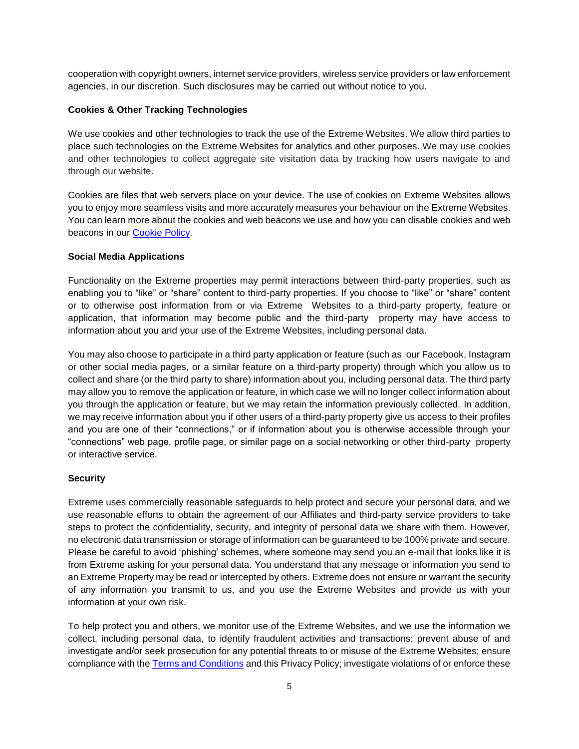cooperation with copyright owners, internet service providers, wireless service providers or law enforcement agencies, in our discretion. Such disclosures may be carried out without notice to you.

**Cookies & Other Tracking Technologies**

We use cookies and other technologies to track the use of the Extreme Websites. We allow third parties to place such technologies on the Extreme Websites for analytics and other purposes. We may use cookies and other technologies to collect aggregate site visitation data by tracking how users navigate to and through our website.

Cookies are files that web servers place on your device. The use of cookies on Extreme Websites allows you to enjoy more seamless visits and more accurately measures your behaviour on the Extreme Websites. You can learn more about the cookies and web beacons we use and how you can disable cookies and web beacons in our [Cookie Policy](Cookie Policy).

**Social Media Applications**

Functionality on the Extreme properties may permit interactions between third-party properties, such as enabling you to "like" or "share" content to third-party properties. If you choose to "like" or "share" content or to otherwise post information from or via Extreme Websites to a third-party property, feature or application, that information may become public and the third-party property may have access to information about you and your use of the Extreme Websites, including personal data.

You may also choose to participate in a third party application or feature (such as our Facebook, Instagram or other social media pages, or a similar feature on a third-party property) through which you allow us to collect and share (or the third party to share) information about you, including personal data. The third party may allow you to remove the application or feature, in which case we will no longer collect information about you through the application or feature, but we may retain the information previously collected. In addition, we may receive information about you if other users of a third-party property give us access to their profiles and you are one of their "connections," or if information about you is otherwise accessible through your "connections" web page, profile page, or similar page on a social networking or other third-party property or interactive service.

**Security**

Extreme uses commercially reasonable safeguards to help protect and secure your personal data, and we use reasonable efforts to obtain the agreement of our Affiliates and third-party service providers to take steps to protect the confidentiality, security, and integrity of personal data we share with them. However, no electronic data transmission or storage of information can be guaranteed to be 100% private and secure. Please be careful to avoid 'phishing' schemes, where someone may send you an e-mail that looks like it is from Extreme asking for your personal data. You understand that any message or information you send to an Extreme Property may be read or intercepted by others. Extreme does not ensure or warrant the security of any information you transmit to us, and you use the Extreme Websites and provide us with your information at your own risk.

To help protect you and others, we monitor use of the Extreme Websites, and we use the information we collect, including personal data, to identify fraudulent activities and transactions; prevent abuse of and investigate and/or seek prosecution for any potential threats to or misuse of the Extreme Websites; ensure compliance with the [Terms and Conditions](Terms and Conditions) and this Privacy Policy; investigate violations of or enforce these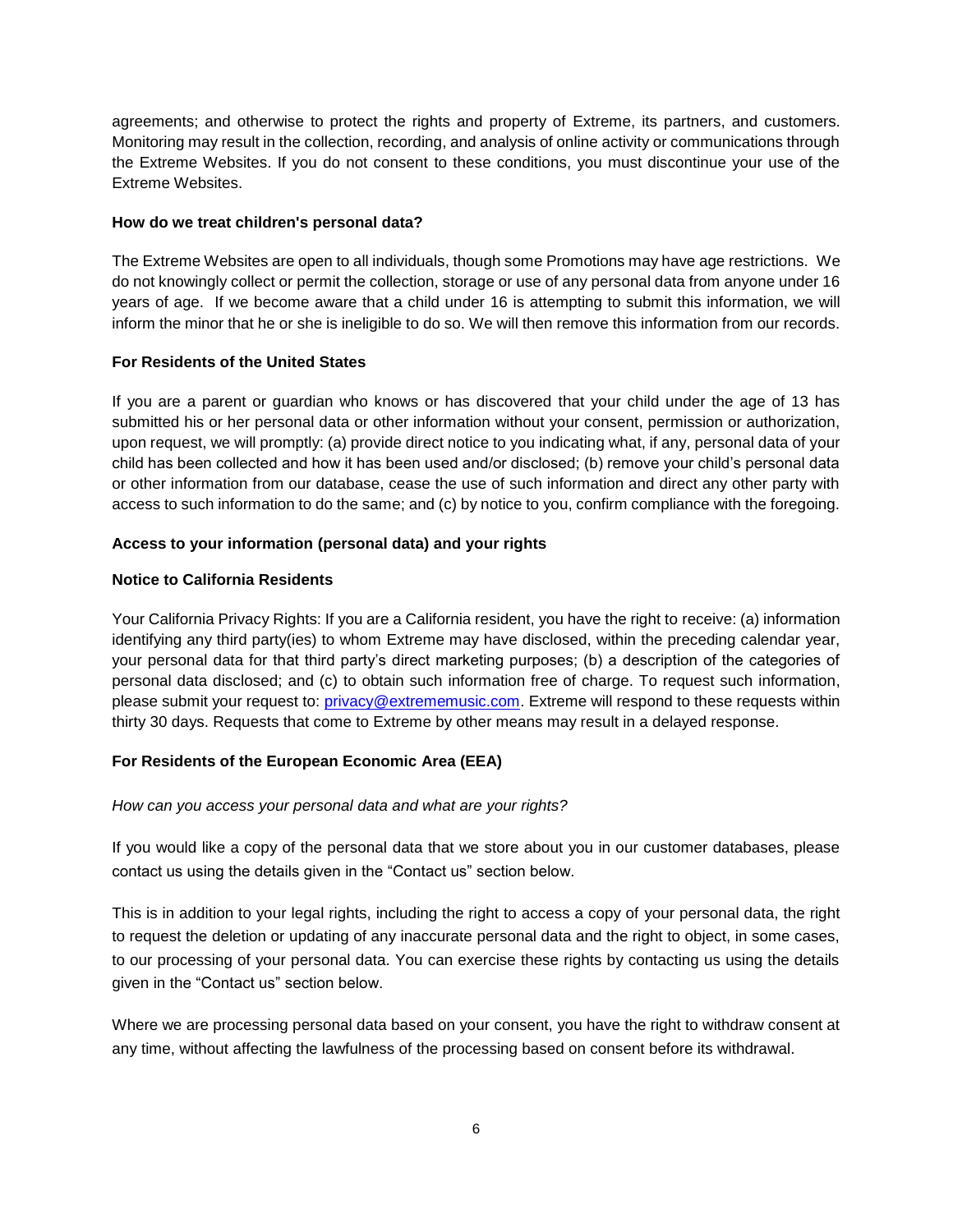agreements; and otherwise to protect the rights and property of Extreme, its partners, and customers. Monitoring may result in the collection, recording, and analysis of online activity or communications through the Extreme Websites. If you do not consent to these conditions, you must discontinue your use of the Extreme Websites.

**How do we treat children's personal data?**

The Extreme Websites are open to all individuals, though some Promotions may have age restrictions. We do not knowingly collect or permit the collection, storage or use of any personal data from anyone under 16 years of age. If we become aware that a child under 16 is attempting to submit this information, we will inform the minor that he or she is ineligible to do so. We will then remove this information from our records.

**For Residents of the United States**

If you are a parent or guardian who knows or has discovered that your child under the age of 13 has submitted his or her personal data or other information without your consent, permission or authorization, upon request, we will promptly: (a) provide direct notice to you indicating what, if any, personal data of your child has been collected and how it has been used and/or disclosed; (b) remove your child's personal data or other information from our database, cease the use of such information and direct any other party with access to such information to do the same; and (c) by notice to you, confirm compliance with the foregoing.

**Access to your information (personal data) and your rights**

**Notice to California Residents**

Your California Privacy Rights: If you are a California resident, you have the right to receive: (a) information identifying any third party(ies) to whom Extreme may have disclosed, within the preceding calendar year, your personal data for that third party's direct marketing purposes; (b) a description of the categories of personal data disclosed; and (c) to obtain such information free of charge. To request such information, please submit your request to: privacy@extrememusic.com. Extreme will respond to these requests within thirty 30 days. Requests that come to Extreme by other means may result in a delayed response.

**For Residents of the European Economic Area (EEA)**

*How can you access your personal data and what are your rights?*

If you would like a copy of the personal data that we store about you in our customer databases, please contact us using the details given in the "Contact us" section below.

This is in addition to your legal rights, including the right to access a copy of your personal data, the right to request the deletion or updating of any inaccurate personal data and the right to object, in some cases, to our processing of your personal data. You can exercise these rights by contacting us using the details given in the "Contact us" section below.

Where we are processing personal data based on your consent, you have the right to withdraw consent at any time, without affecting the lawfulness of the processing based on consent before its withdrawal.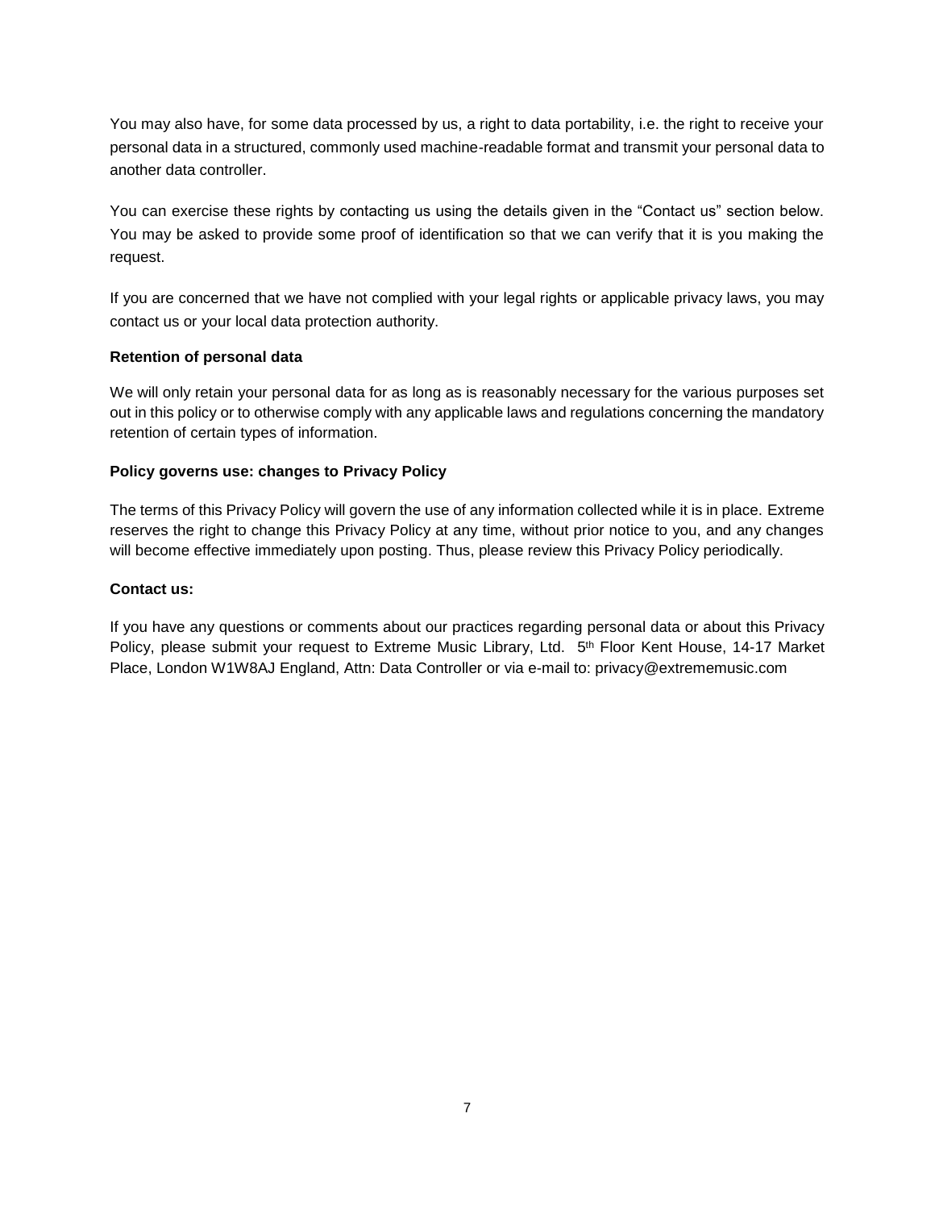You may also have, for some data processed by us, a right to data portability, i.e. the right to receive your personal data in a structured, commonly used machine-readable format and transmit your personal data to another data controller.

You can exercise these rights by contacting us using the details given in the "Contact us" section below. You may be asked to provide some proof of identification so that we can verify that it is you making the request.

If you are concerned that we have not complied with your legal rights or applicable privacy laws, you may contact us or your local data protection authority.

**Retention of personal data**

We will only retain your personal data for as long as is reasonably necessary for the various purposes set out in this policy or to otherwise comply with any applicable laws and regulations concerning the mandatory retention of certain types of information.

**Policy governs use: changes to Privacy Policy**

The terms of this Privacy Policy will govern the use of any information collected while it is in place. Extreme reserves the right to change this Privacy Policy at any time, without prior notice to you, and any changes will become effective immediately upon posting. Thus, please review this Privacy Policy periodically.

**Contact us:**

If you have any questions or comments about our practices regarding personal data or about this Privacy Policy, please submit your request to Extreme Music Library, Ltd. 5th Floor Kent House, 14-17 Market Place, London W1W8AJ England, Attn: Data Controller or via e-mail to: privacy@extrememusic.com